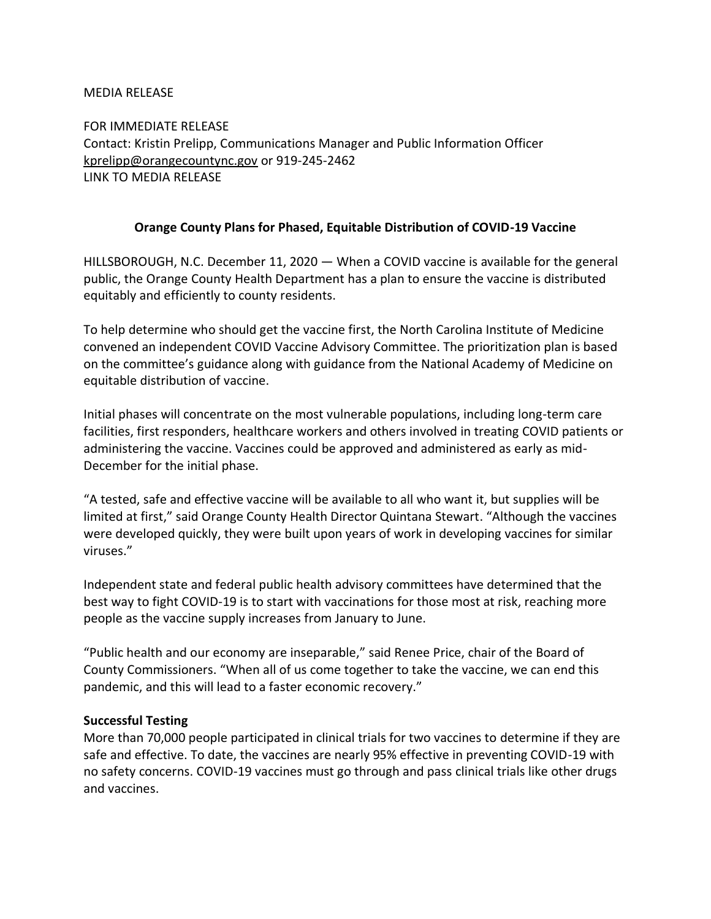MEDIA RELEASE

FOR IMMEDIATE RELEASE
Contact: Kristin Prelipp, Communications Manager and Public Information Officer
kprelipp@orangecountync.gov or 919-245-2462
LINK TO MEDIA RELEASE

**Orange County Plans for Phased, Equitable Distribution of COVID-19 Vaccine**

HILLSBOROUGH, N.C. December 11, 2020 — When a COVID vaccine is available for the general public, the Orange County Health Department has a plan to ensure the vaccine is distributed equitably and efficiently to county residents.

To help determine who should get the vaccine first, the North Carolina Institute of Medicine convened an independent COVID Vaccine Advisory Committee. The prioritization plan is based on the committee's guidance along with guidance from the National Academy of Medicine on equitable distribution of vaccine.

Initial phases will concentrate on the most vulnerable populations, including long-term care facilities, first responders, healthcare workers and others involved in treating COVID patients or administering the vaccine. Vaccines could be approved and administered as early as mid-December for the initial phase.

"A tested, safe and effective vaccine will be available to all who want it, but supplies will be limited at first," said Orange County Health Director Quintana Stewart. "Although the vaccines were developed quickly, they were built upon years of work in developing vaccines for similar viruses."

Independent state and federal public health advisory committees have determined that the best way to fight COVID-19 is to start with vaccinations for those most at risk, reaching more people as the vaccine supply increases from January to June.

"Public health and our economy are inseparable," said Renee Price, chair of the Board of County Commissioners. "When all of us come together to take the vaccine, we can end this pandemic, and this will lead to a faster economic recovery."

**Successful Testing**
More than 70,000 people participated in clinical trials for two vaccines to determine if they are safe and effective. To date, the vaccines are nearly 95% effective in preventing COVID-19 with no safety concerns. COVID-19 vaccines must go through and pass clinical trials like other drugs and vaccines.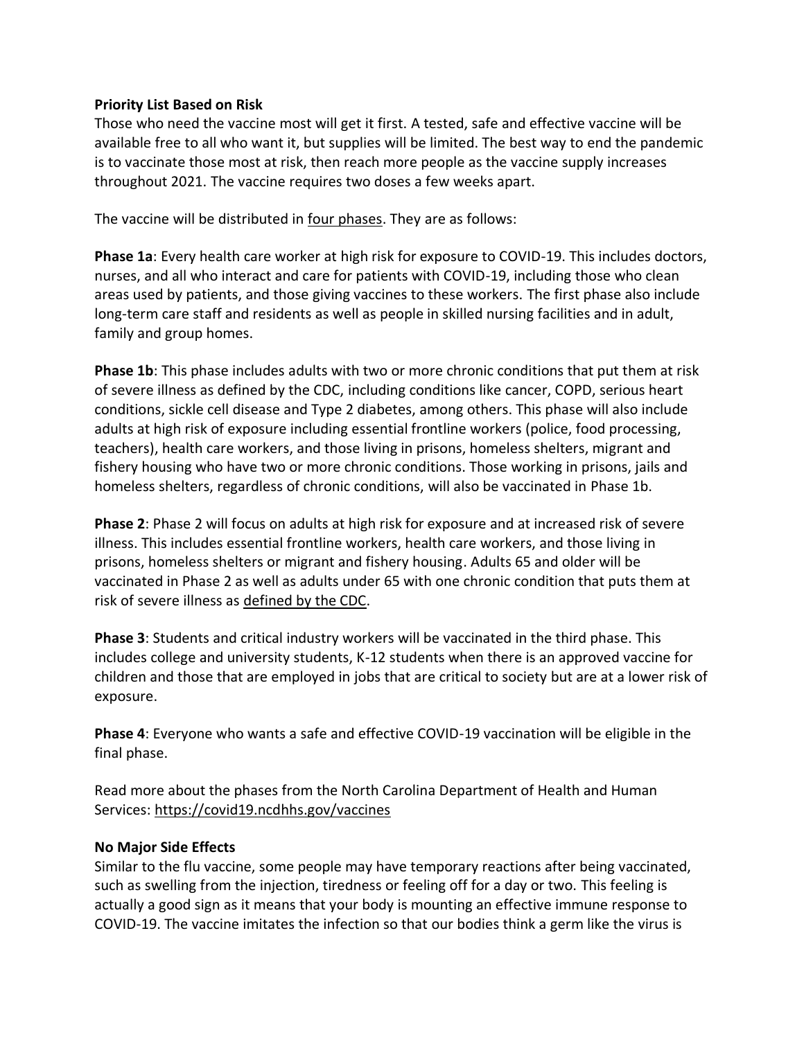**Priority List Based on Risk**

Those who need the vaccine most will get it first. A tested, safe and effective vaccine will be available free to all who want it, but supplies will be limited. The best way to end the pandemic is to vaccinate those most at risk, then reach more people as the vaccine supply increases throughout 2021. The vaccine requires two doses a few weeks apart.

The vaccine will be distributed in four phases. They are as follows:

**Phase 1a**: Every health care worker at high risk for exposure to COVID-19. This includes doctors, nurses, and all who interact and care for patients with COVID-19, including those who clean areas used by patients, and those giving vaccines to these workers. The first phase also include long-term care staff and residents as well as people in skilled nursing facilities and in adult, family and group homes.

**Phase 1b**: This phase includes adults with two or more chronic conditions that put them at risk of severe illness as defined by the CDC, including conditions like cancer, COPD, serious heart conditions, sickle cell disease and Type 2 diabetes, among others. This phase will also include adults at high risk of exposure including essential frontline workers (police, food processing, teachers), health care workers, and those living in prisons, homeless shelters, migrant and fishery housing who have two or more chronic conditions. Those working in prisons, jails and homeless shelters, regardless of chronic conditions, will also be vaccinated in Phase 1b.

**Phase 2**: Phase 2 will focus on adults at high risk for exposure and at increased risk of severe illness. This includes essential frontline workers, health care workers, and those living in prisons, homeless shelters or migrant and fishery housing. Adults 65 and older will be vaccinated in Phase 2 as well as adults under 65 with one chronic condition that puts them at risk of severe illness as defined by the CDC.

**Phase 3**: Students and critical industry workers will be vaccinated in the third phase. This includes college and university students, K-12 students when there is an approved vaccine for children and those that are employed in jobs that are critical to society but are at a lower risk of exposure.

**Phase 4**: Everyone who wants a safe and effective COVID-19 vaccination will be eligible in the final phase.

Read more about the phases from the North Carolina Department of Health and Human Services: https://covid19.ncdhhs.gov/vaccines

**No Major Side Effects**

Similar to the flu vaccine, some people may have temporary reactions after being vaccinated, such as swelling from the injection, tiredness or feeling off for a day or two. This feeling is actually a good sign as it means that your body is mounting an effective immune response to COVID-19. The vaccine imitates the infection so that our bodies think a germ like the virus is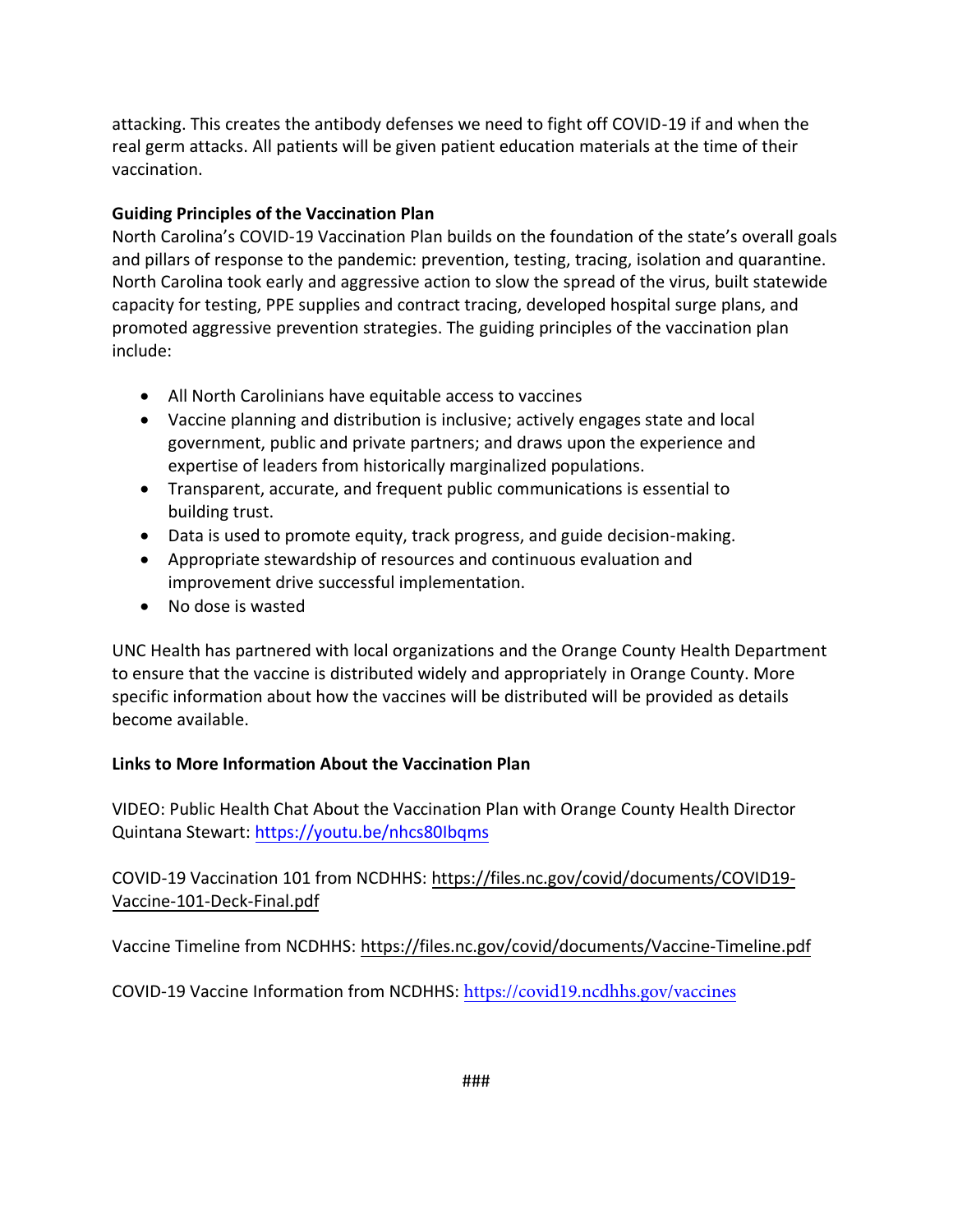attacking. This creates the antibody defenses we need to fight off COVID-19 if and when the real germ attacks. All patients will be given patient education materials at the time of their vaccination.

**Guiding Principles of the Vaccination Plan**

North Carolina's COVID-19 Vaccination Plan builds on the foundation of the state's overall goals and pillars of response to the pandemic: prevention, testing, tracing, isolation and quarantine. North Carolina took early and aggressive action to slow the spread of the virus, built statewide capacity for testing, PPE supplies and contract tracing, developed hospital surge plans, and promoted aggressive prevention strategies. The guiding principles of the vaccination plan include:

- All North Carolinians have equitable access to vaccines
- Vaccine planning and distribution is inclusive; actively engages state and local government, public and private partners; and draws upon the experience and expertise of leaders from historically marginalized populations.
- Transparent, accurate, and frequent public communications is essential to building trust.
- Data is used to promote equity, track progress, and guide decision-making.
- Appropriate stewardship of resources and continuous evaluation and improvement drive successful implementation.
- No dose is wasted

UNC Health has partnered with local organizations and the Orange County Health Department to ensure that the vaccine is distributed widely and appropriately in Orange County. More specific information about how the vaccines will be distributed will be provided as details become available.

**Links to More Information About the Vaccination Plan**

VIDEO: Public Health Chat About the Vaccination Plan with Orange County Health Director Quintana Stewart: https://youtu.be/nhcs80Ibqms

COVID-19 Vaccination 101 from NCDHHS: https://files.nc.gov/covid/documents/COVID19-Vaccine-101-Deck-Final.pdf

Vaccine Timeline from NCDHHS: https://files.nc.gov/covid/documents/Vaccine-Timeline.pdf

COVID-19 Vaccine Information from NCDHHS: https://covid19.ncdhhs.gov/vaccines

###